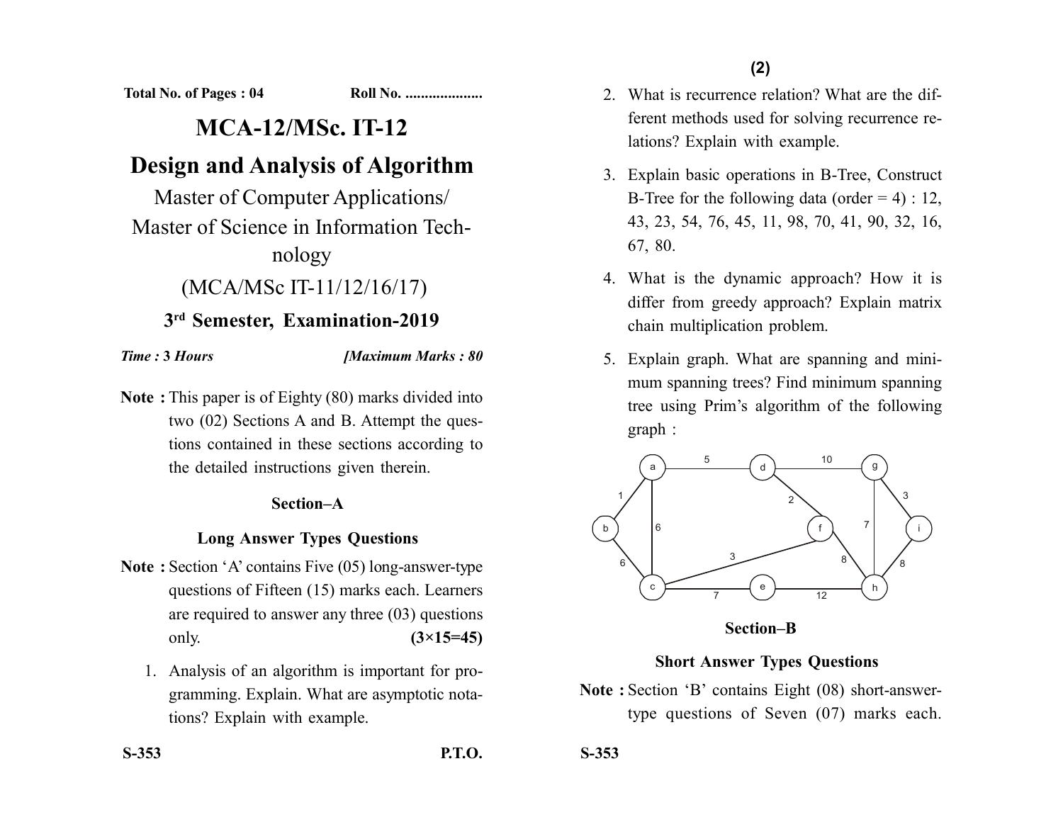**Total No. of Pages : 04** **Roll No. ....................**

# MCA-12/MSc. IT-12

# Design and Analysis of Algorithm

Master of Computer Applications/
Master of Science in Information Technology

(MCA/MSc IT-11/12/16/17)

**3rd Semester, Examination-2019**

***Time :* 3 *Hours*** ***[Maximum Marks : 80***

**Note :** This paper is of Eighty (80) marks divided into two (02) Sections A and B. Attempt the questions contained in these sections according to the detailed instructions given therein.

## Section–A

### Long Answer Types Questions

**Note :** Section 'A' contains Five (05) long-answer-type questions of Fifteen (15) marks each. Learners are required to answer any three (03) questions only. **(3×15=45)**

1. Analysis of an algorithm is important for programming. Explain. What are asymptotic notations? Explain with example.

2. What is recurrence relation? What are the different methods used for solving recurrence relations? Explain with example.

3. Explain basic operations in B-Tree, Construct B-Tree for the following data (order = 4) : 12, 43, 23, 54, 76, 45, 11, 98, 70, 41, 90, 32, 16, 67, 80.

4. What is the dynamic approach? How it is differ from greedy approach? Explain matrix chain multiplication problem.

5. Explain graph. What are spanning and minimum spanning trees? Find minimum spanning tree using Prim's algorithm of the following graph :

| Edge | Weight |
|---|---|
| a – b | 1 |
| a – d | 5 |
| a – c | 6 |
| b – c | 6 |
| d – g | 10 |
| d – f | 2 |
| c – f | 3 |
| c – e | 7 |
| e – h | 12 |
| f – h | 8 |
| g – h | 7 |
| g – i | 3 |
| i – h | 8 |

## Section–B

### Short Answer Types Questions

**Note :** Section 'B' contains Eight (08) short-answer-type questions of Seven (07) marks each.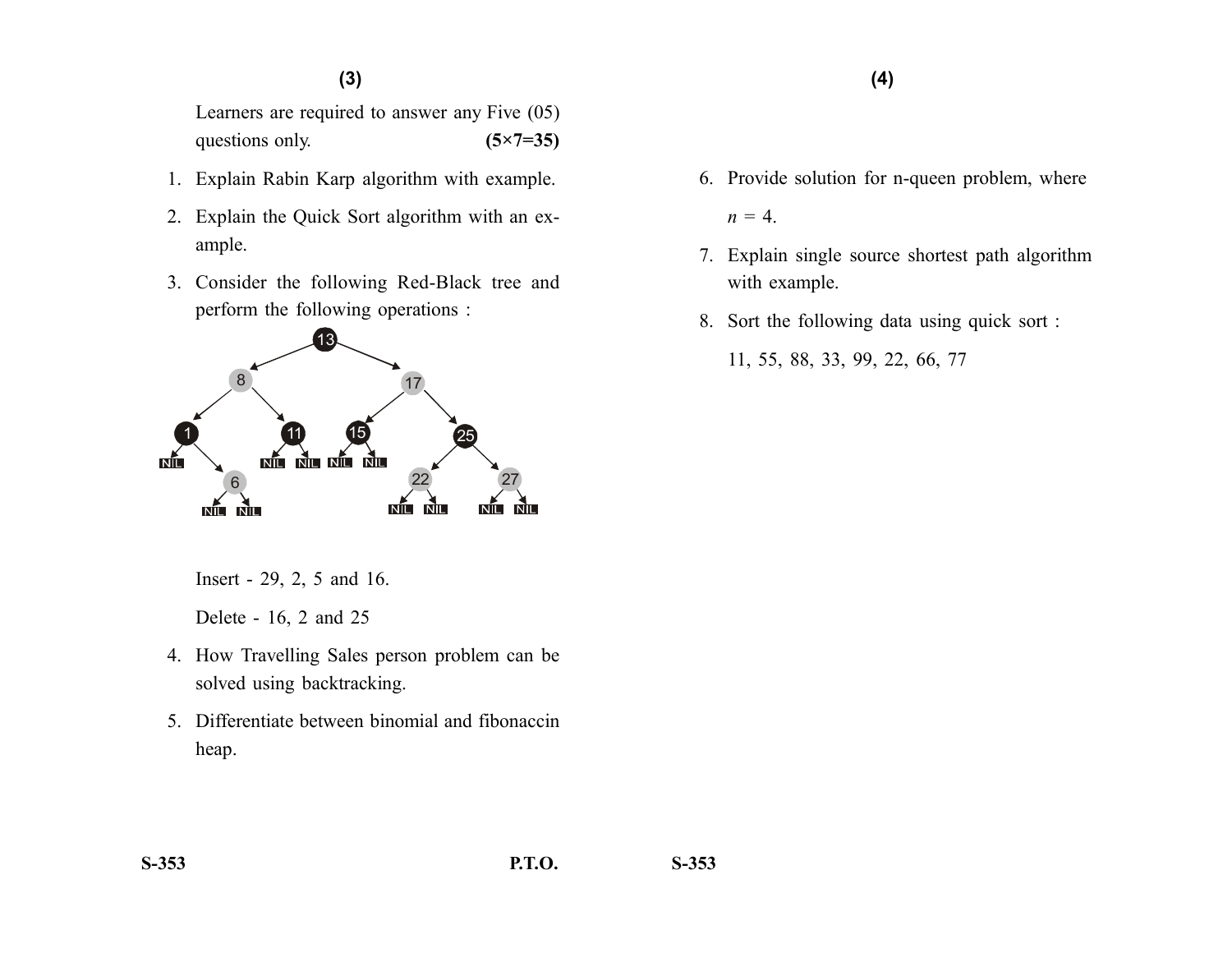Learners are required to answer any Five (05) questions only. **(5×7=35)**

1. Explain Rabin Karp algorithm with example.
2. Explain the Quick Sort algorithm with an example.
3. Consider the following Red-Black tree and perform the following operations :

13
8
17
1
11
15
25
NIL
6
NIL NIL NIL NIL
22
27
NIL NIL
NIL NIL
NIL NIL

Insert - 29, 2, 5 and 16.

Delete - 16, 2 and 25

4. How Travelling Sales person problem can be solved using backtracking.
5. Differentiate between binomial and fibonaccin heap.
6. Provide solution for n-queen problem, where $n = 4$.
7. Explain single source shortest path algorithm with example.
8. Sort the following data using quick sort :

   11, 55, 88, 33, 99, 22, 66, 77